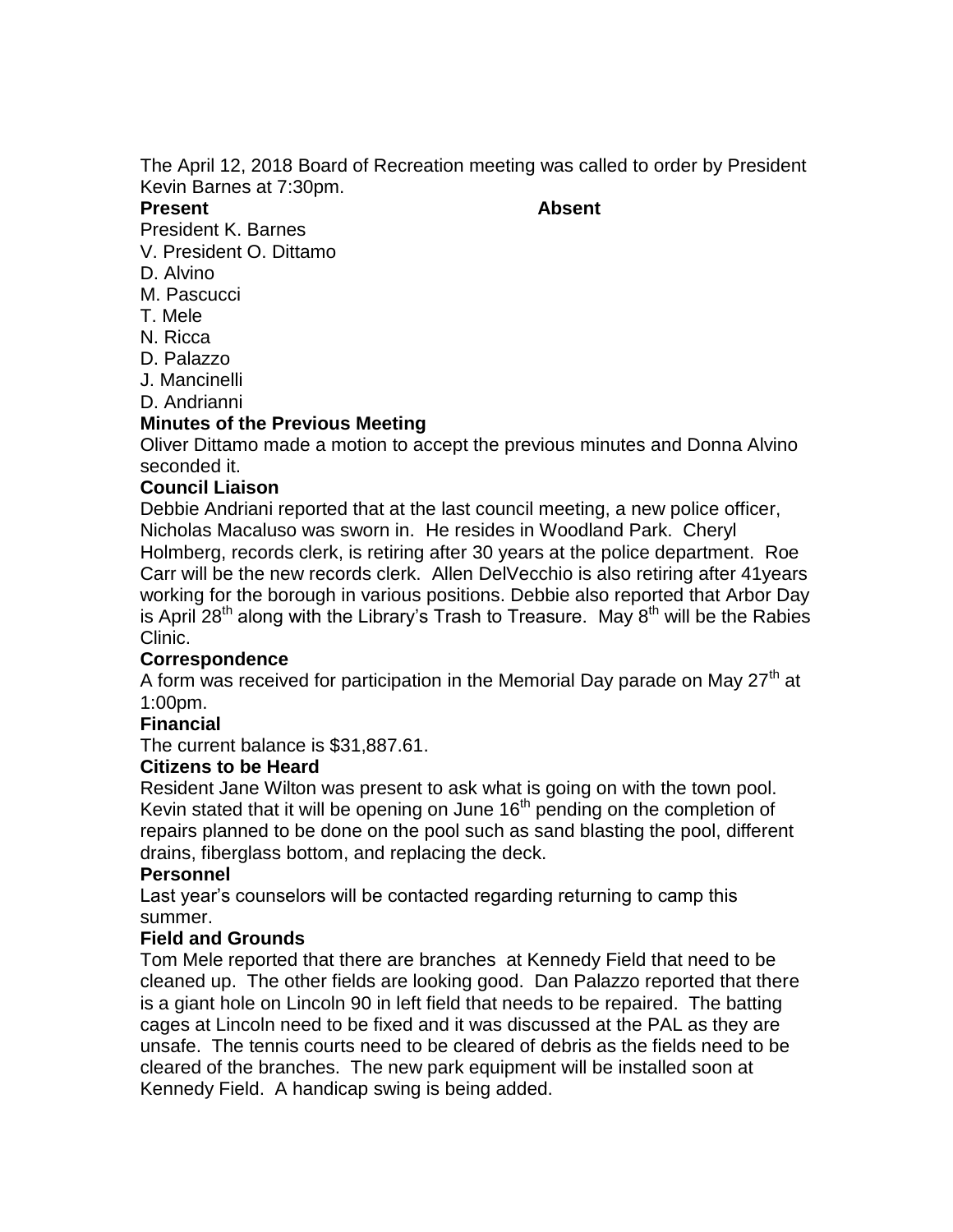The April 12, 2018 Board of Recreation meeting was called to order by President Kevin Barnes at 7:30pm.

| **Present** | **Absent** |
|---|---|
| President K. Barnes | |
| V. President O. Dittamo | |
| D. Alvino | |
| M. Pascucci | |
| T. Mele | |
| N. Ricca | |
| D. Palazzo | |
| J. Mancinelli | |
| D. Andrianni | |

**Minutes of the Previous Meeting**

Oliver Dittamo made a motion to accept the previous minutes and Donna Alvino seconded it.

**Council Liaison**

Debbie Andriani reported that at the last council meeting, a new police officer, Nicholas Macaluso was sworn in. He resides in Woodland Park. Cheryl Holmberg, records clerk, is retiring after 30 years at the police department. Roe Carr will be the new records clerk. Allen DelVecchio is also retiring after 41years working for the borough in various positions. Debbie also reported that Arbor Day is April 28th along with the Library's Trash to Treasure. May 8th will be the Rabies Clinic.

**Correspondence**

A form was received for participation in the Memorial Day parade on May 27th at 1:00pm.

**Financial**

The current balance is $31,887.61.

**Citizens to be Heard**

Resident Jane Wilton was present to ask what is going on with the town pool. Kevin stated that it will be opening on June 16th pending on the completion of repairs planned to be done on the pool such as sand blasting the pool, different drains, fiberglass bottom, and replacing the deck.

**Personnel**

Last year's counselors will be contacted regarding returning to camp this summer.

**Field and Grounds**

Tom Mele reported that there are branches at Kennedy Field that need to be cleaned up. The other fields are looking good. Dan Palazzo reported that there is a giant hole on Lincoln 90 in left field that needs to be repaired. The batting cages at Lincoln need to be fixed and it was discussed at the PAL as they are unsafe. The tennis courts need to be cleared of debris as the fields need to be cleared of the branches. The new park equipment will be installed soon at Kennedy Field. A handicap swing is being added.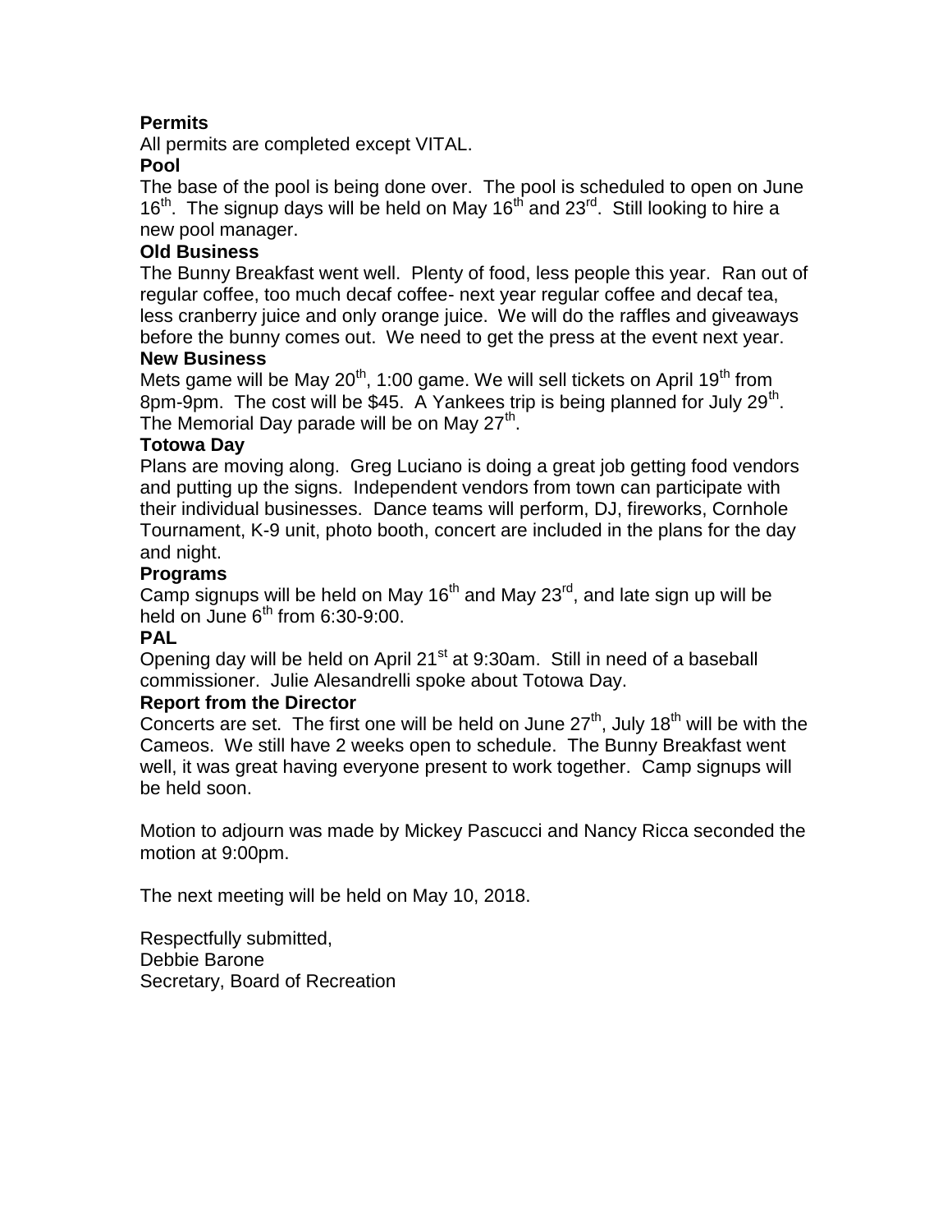**Permits**

All permits are completed except VITAL.

**Pool**

The base of the pool is being done over. The pool is scheduled to open on June 16th. The signup days will be held on May 16th and 23rd. Still looking to hire a new pool manager.

**Old Business**

The Bunny Breakfast went well. Plenty of food, less people this year. Ran out of regular coffee, too much decaf coffee- next year regular coffee and decaf tea, less cranberry juice and only orange juice. We will do the raffles and giveaways before the bunny comes out. We need to get the press at the event next year.

**New Business**

Mets game will be May 20th, 1:00 game. We will sell tickets on April 19th from 8pm-9pm. The cost will be $45. A Yankees trip is being planned for July 29th. The Memorial Day parade will be on May 27th.

**Totowa Day**

Plans are moving along. Greg Luciano is doing a great job getting food vendors and putting up the signs. Independent vendors from town can participate with their individual businesses. Dance teams will perform, DJ, fireworks, Cornhole Tournament, K-9 unit, photo booth, concert are included in the plans for the day and night.

**Programs**

Camp signups will be held on May 16th and May 23rd, and late sign up will be held on June 6th from 6:30-9:00.

**PAL**

Opening day will be held on April 21st at 9:30am. Still in need of a baseball commissioner. Julie Alesandrelli spoke about Totowa Day.

**Report from the Director**

Concerts are set. The first one will be held on June 27th, July 18th will be with the Cameos. We still have 2 weeks open to schedule. The Bunny Breakfast went well, it was great having everyone present to work together. Camp signups will be held soon.

Motion to adjourn was made by Mickey Pascucci and Nancy Ricca seconded the motion at 9:00pm.

The next meeting will be held on May 10, 2018.

Respectfully submitted,
Debbie Barone
Secretary, Board of Recreation